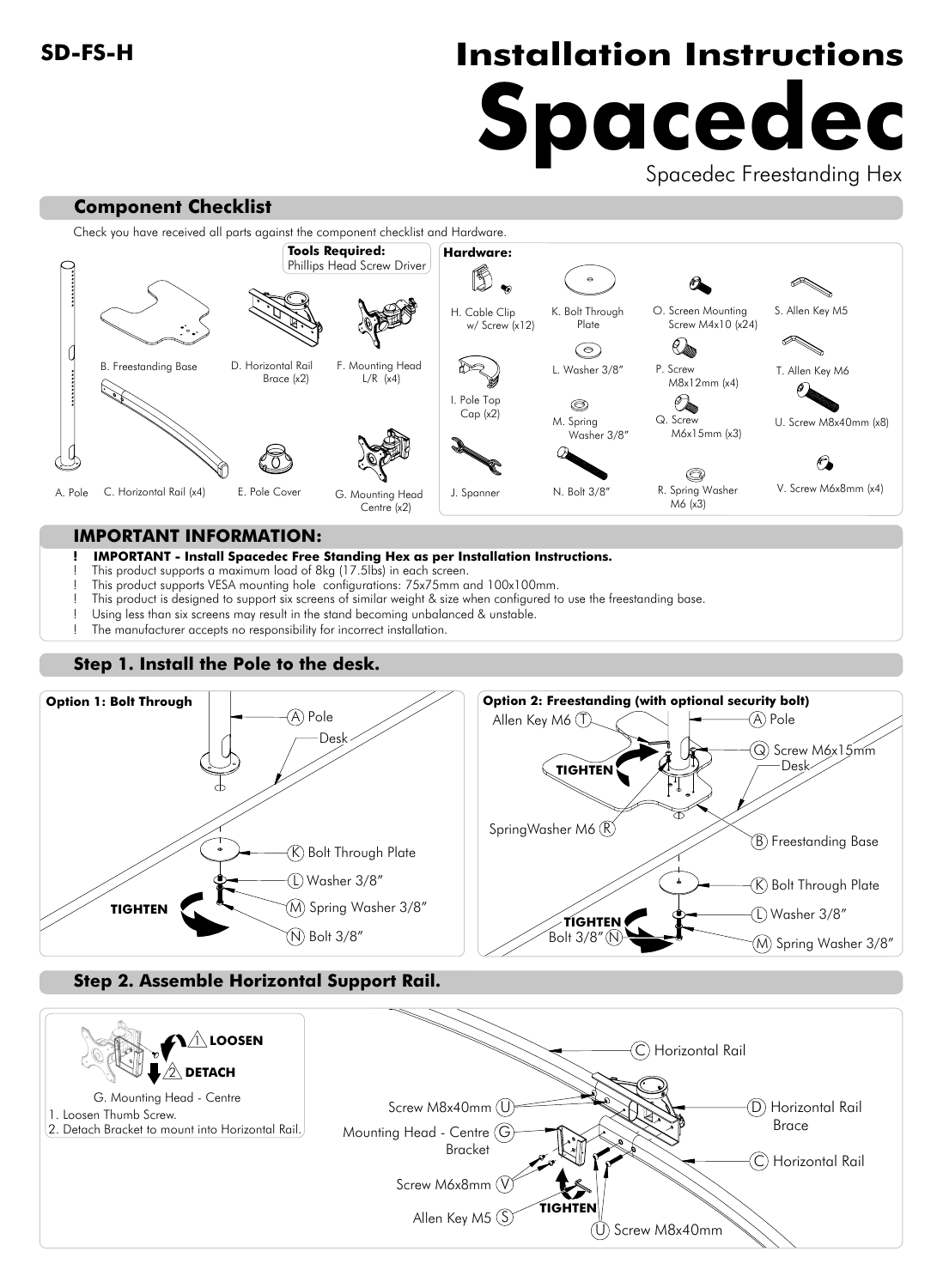**SD-FS-H**

# Installation Instructions

# Spacedec

Spacedec Freestanding Hex

## Component Checklist

Check you have received all parts against the component checklist and Hardware.

**Tools Required:**
Phillips Head Screw Driver

- A. Pole
- B. Freestanding Base
- C. Horizontal Rail (x4)
- D. Horizontal Rail Brace (x2)
- E. Pole Cover
- F. Mounting Head L/R (x4)
- G. Mounting Head Centre (x2)

**Hardware:**

- H. Cable Clip w/ Screw (x12)
- I. Pole Top Cap (x2)
- J. Spanner
- K. Bolt Through Plate
- L. Washer 3/8"
- M. Spring Washer 3/8"
- N. Bolt 3/8"
- O. Screen Mounting Screw M4x10 (x24)
- P. Screw M8x12mm (x4)
- Q. Screw M6x15mm (x3)
- R. Spring Washer M6 (x3)
- S. Allen Key M5
- T. Allen Key M6
- U. Screw M8x40mm (x8)
- V. Screw M6x8mm (x4)

## IMPORTANT INFORMATION:

**! IMPORTANT - Install Spacedec Free Standing Hex as per Installation Instructions.**

! This product supports a maximum load of 8kg (17.5lbs) in each screen.
! This product supports VESA mounting hole configurations: 75x75mm and 100x100mm.
! This product is designed to support six screens of similar weight & size when configured to use the freestanding base.
! Using less than six screens may result in the stand becoming unbalanced & unstable.
! The manufacturer accepts no responsibility for incorrect installation.

## Step 1. Install the Pole to the desk.

**Option 1: Bolt Through**

- (A) Pole
- Desk
- (K) Bolt Through Plate
- (L) Washer 3/8"
- (M) Spring Washer 3/8"
- (N) Bolt 3/8"

TIGHTEN

**Option 2: Freestanding (with optional security bolt)**

- Allen Key M6 (T)
- (A) Pole
- (Q) Screw M6x15mm
- Desk
- SpringWasher M6 (R)
- (B) Freestanding Base
- (K) Bolt Through Plate
- (L) Washer 3/8"
- Bolt 3/8" (N)
- (M) Spring Washer 3/8"

TIGHTEN

## Step 2. Assemble Horizontal Support Rail.

1 LOOSEN
2 DETACH

G. Mounting Head - Centre
1. Loosen Thumb Screw.
2. Detach Bracket to mount into Horizontal Rail.

- (C) Horizontal Rail
- Screw M8x40mm (U)
- (D) Horizontal Rail Brace
- Mounting Head - Centre Bracket (G)
- (C) Horizontal Rail
- Screw M6x8mm (V)
- Allen Key M5 (S)
- (U) Screw M8x40mm

TIGHTEN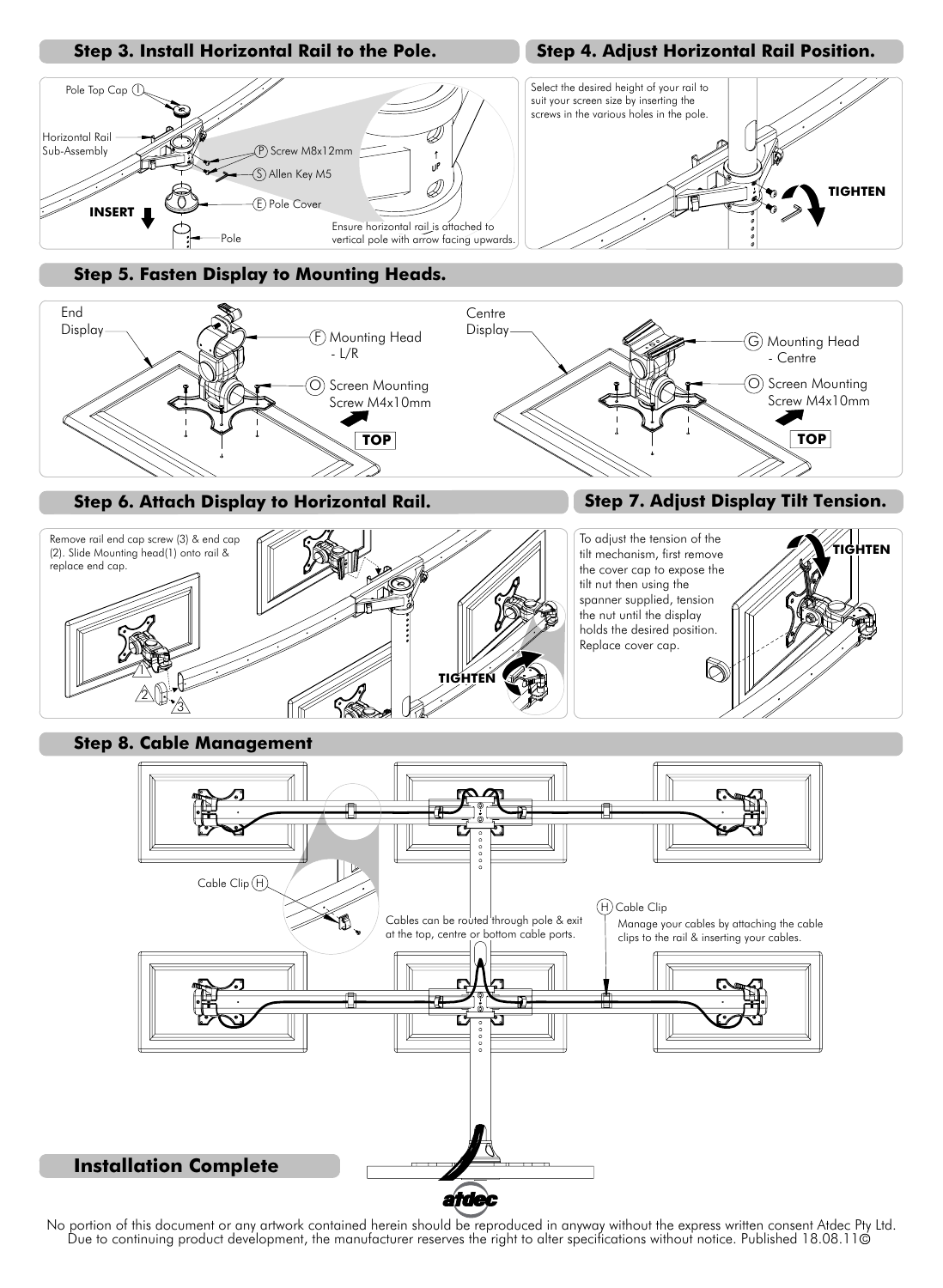## Step 3. Install Horizontal Rail to the Pole.

Pole Top Cap (I)

Horizontal Rail Sub-Assembly

(P) Screw M8x12mm

(S) Allen Key M5

INSERT

(E) Pole Cover

Pole

UP

Ensure horizontal rail is attached to vertical pole with arrow facing upwards.

## Step 4. Adjust Horizontal Rail Position.

Select the desired height of your rail to suit your screen size by inserting the screws in the various holes in the pole.

TIGHTEN

## Step 5. Fasten Display to Mounting Heads.

End Display

(F) Mounting Head - L/R

(O) Screen Mounting Screw M4x10mm

TOP

Centre Display

(G) Mounting Head - Centre

(O) Screen Mounting Screw M4x10mm

TOP

## Step 6. Attach Display to Horizontal Rail.

Remove rail end cap screw (3) & end cap (2). Slide Mounting head(1) onto rail & replace end cap.

1

2

3

TIGHTEN

## Step 7. Adjust Display Tilt Tension.

To adjust the tension of the tilt mechanism, first remove the cover cap to expose the tilt nut then using the spanner supplied, tension the nut until the display holds the desired position. Replace cover cap.

TIGHTEN

## Step 8. Cable Management

Cable Clip (H)

Cables can be routed through pole & exit at the top, centre or bottom cable ports.

(H) Cable Clip

Manage your cables by attaching the cable clips to the rail & inserting your cables.

## Installation Complete

atdec

No portion of this document or any artwork contained herein should be reproduced in anyway without the express written consent Atdec Pty Ltd.
Due to continuing product development, the manufacturer reserves the right to alter specifications without notice. Published 18.08.11©